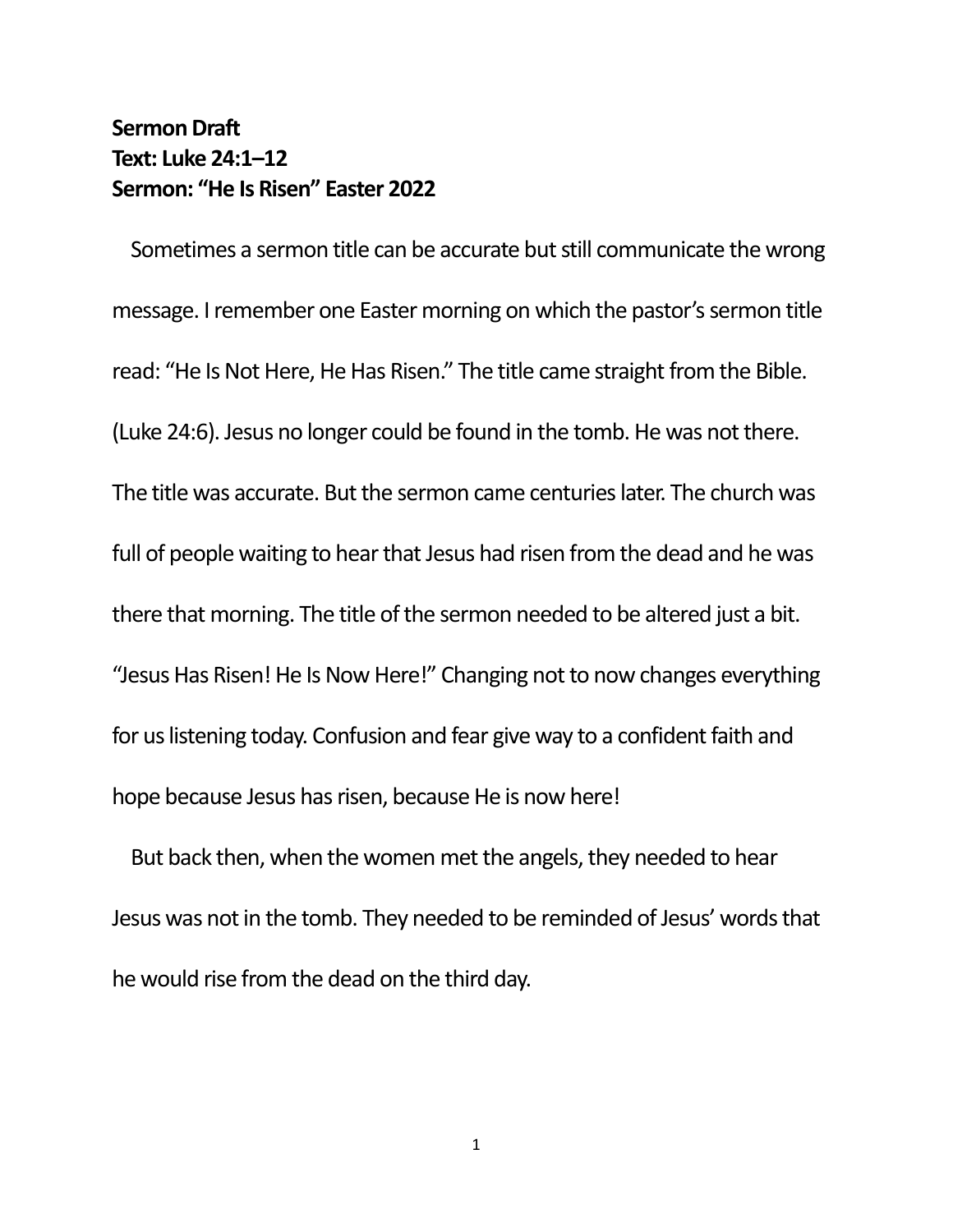**Sermon Draft**
**Text: Luke 24:1–12**
**Sermon: "He Is Risen" Easter 2022**

Sometimes a sermon title can be accurate but still communicate the wrong message. I remember one Easter morning on which the pastor's sermon title read: "He Is Not Here, He Has Risen." The title came straight from the Bible. (Luke 24:6). Jesus no longer could be found in the tomb. He was not there. The title was accurate. But the sermon came centuries later. The church was full of people waiting to hear that Jesus had risen from the dead and he was there that morning. The title of the sermon needed to be altered just a bit. "Jesus Has Risen! He Is Now Here!" Changing not to now changes everything for us listening today. Confusion and fear give way to a confident faith and hope because Jesus has risen, because He is now here!

But back then, when the women met the angels, they needed to hear Jesus was not in the tomb. They needed to be reminded of Jesus' words that he would rise from the dead on the third day.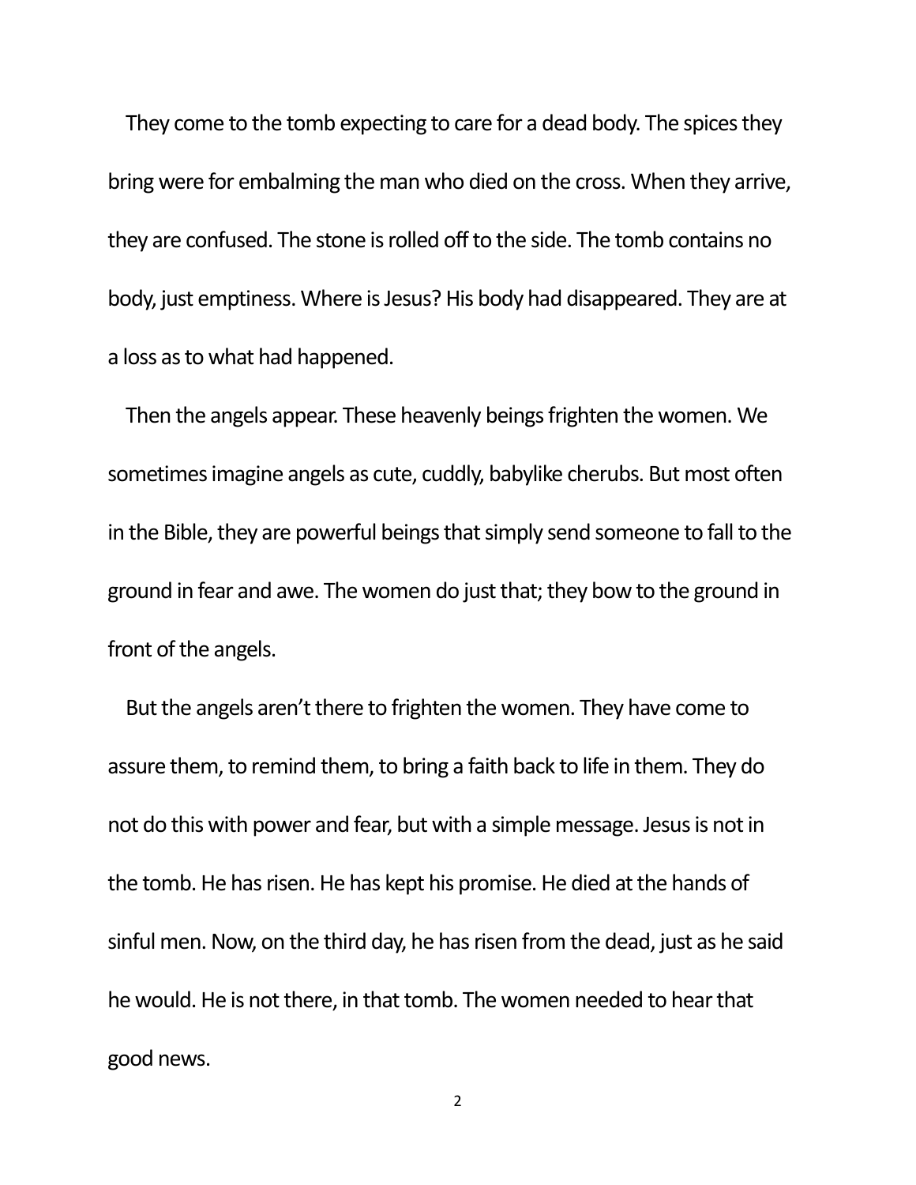They come to the tomb expecting to care for a dead body. The spices they bring were for embalming the man who died on the cross. When they arrive, they are confused. The stone is rolled off to the side. The tomb contains no body, just emptiness. Where is Jesus? His body had disappeared. They are at a loss as to what had happened.

Then the angels appear. These heavenly beings frighten the women. We sometimes imagine angels as cute, cuddly, babylike cherubs. But most often in the Bible, they are powerful beings that simply send someone to fall to the ground in fear and awe. The women do just that; they bow to the ground in front of the angels.

But the angels aren't there to frighten the women. They have come to assure them, to remind them, to bring a faith back to life in them. They do not do this with power and fear, but with a simple message. Jesus is not in the tomb. He has risen. He has kept his promise. He died at the hands of sinful men. Now, on the third day, he has risen from the dead, just as he said he would. He is not there, in that tomb. The women needed to hear that good news.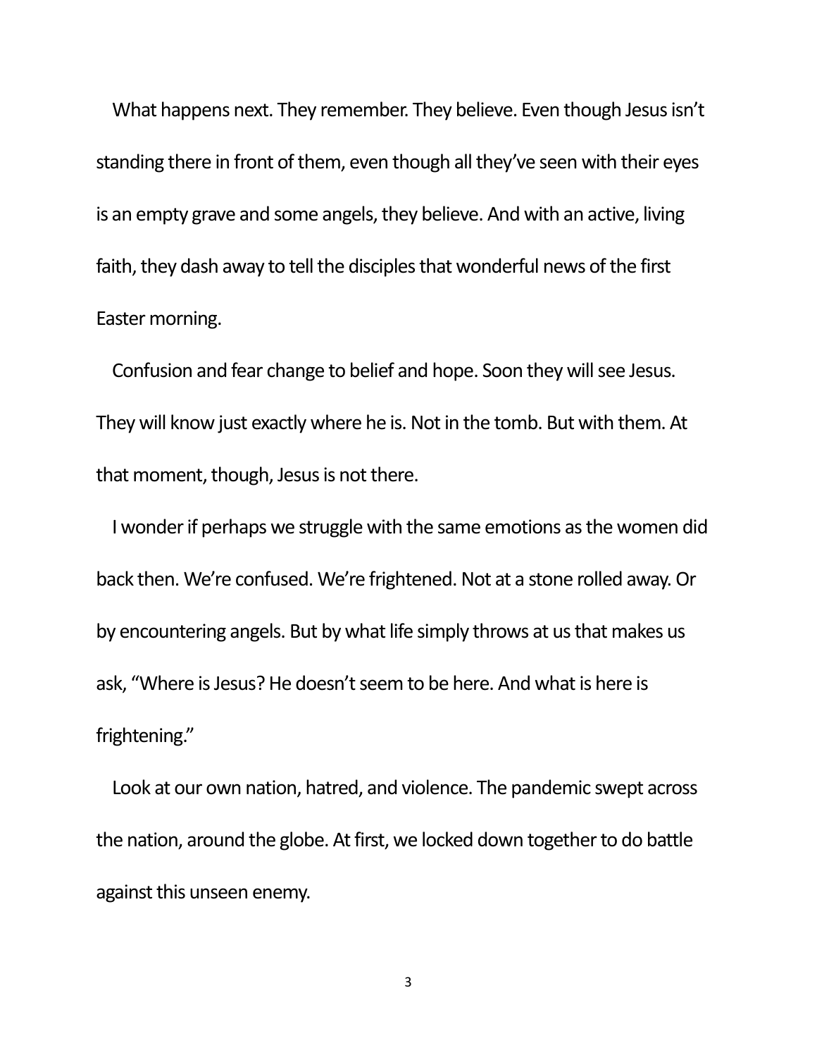What happens next. They remember. They believe. Even though Jesus isn't standing there in front of them, even though all they've seen with their eyes is an empty grave and some angels, they believe. And with an active, living faith, they dash away to tell the disciples that wonderful news of the first Easter morning.

Confusion and fear change to belief and hope. Soon they will see Jesus. They will know just exactly where he is. Not in the tomb. But with them. At that moment, though, Jesus is not there.

I wonder if perhaps we struggle with the same emotions as the women did back then. We're confused. We're frightened. Not at a stone rolled away. Or by encountering angels. But by what life simply throws at us that makes us ask, "Where is Jesus? He doesn't seem to be here. And what is here is frightening."

Look at our own nation, hatred, and violence. The pandemic swept across the nation, around the globe. At first, we locked down together to do battle against this unseen enemy.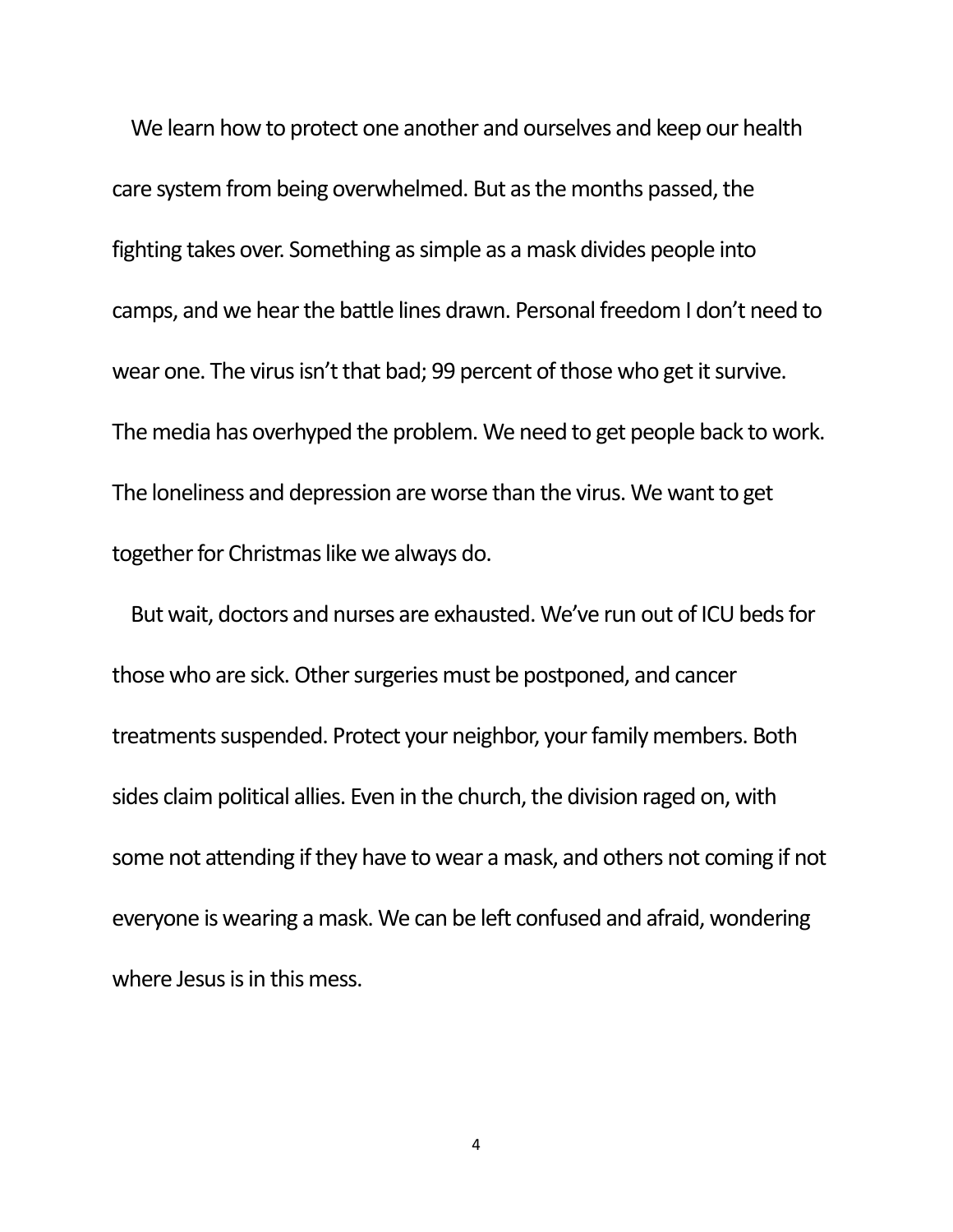We learn how to protect one another and ourselves and keep our health care system from being overwhelmed. But as the months passed, the fighting takes over. Something as simple as a mask divides people into camps, and we hear the battle lines drawn. Personal freedom I don't need to wear one. The virus isn't that bad; 99 percent of those who get it survive. The media has overhyped the problem. We need to get people back to work. The loneliness and depression are worse than the virus. We want to get together for Christmas like we always do.

But wait, doctors and nurses are exhausted. We've run out of ICU beds for those who are sick. Other surgeries must be postponed, and cancer treatments suspended. Protect your neighbor, your family members. Both sides claim political allies. Even in the church, the division raged on, with some not attending if they have to wear a mask, and others not coming if not everyone is wearing a mask. We can be left confused and afraid, wondering where Jesus is in this mess.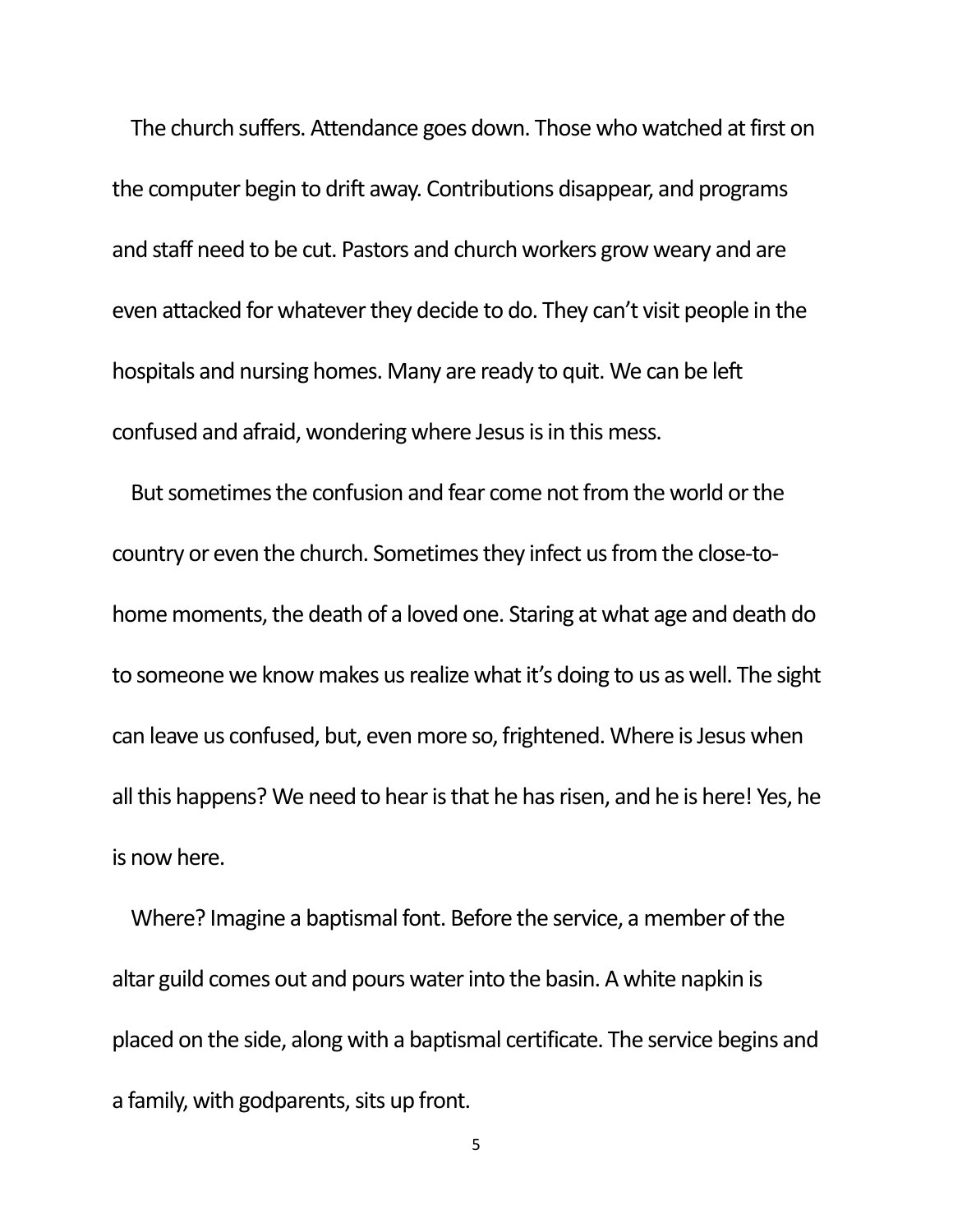The church suffers. Attendance goes down. Those who watched at first on the computer begin to drift away. Contributions disappear, and programs and staff need to be cut. Pastors and church workers grow weary and are even attacked for whatever they decide to do. They can't visit people in the hospitals and nursing homes. Many are ready to quit. We can be left confused and afraid, wondering where Jesus is in this mess.

But sometimes the confusion and fear come not from the world or the country or even the church. Sometimes they infect us from the close-to-home moments, the death of a loved one. Staring at what age and death do to someone we know makes us realize what it's doing to us as well. The sight can leave us confused, but, even more so, frightened. Where is Jesus when all this happens? We need to hear is that he has risen, and he is here! Yes, he is now here.

Where? Imagine a baptismal font. Before the service, a member of the altar guild comes out and pours water into the basin. A white napkin is placed on the side, along with a baptismal certificate. The service begins and a family, with godparents, sits up front.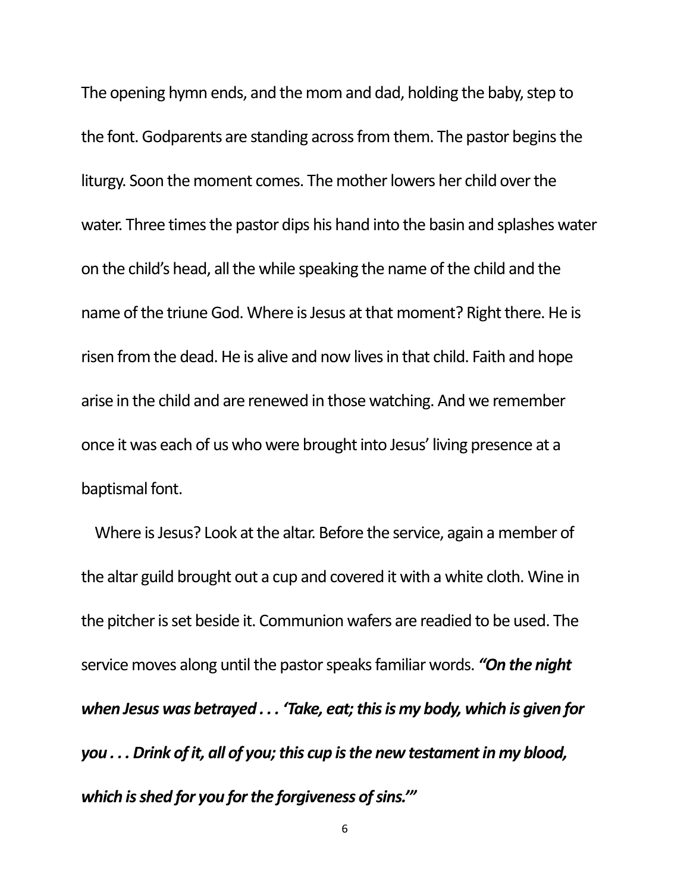The opening hymn ends, and the mom and dad, holding the baby, step to the font. Godparents are standing across from them. The pastor begins the liturgy. Soon the moment comes. The mother lowers her child over the water. Three times the pastor dips his hand into the basin and splashes water on the child's head, all the while speaking the name of the child and the name of the triune God. Where is Jesus at that moment? Right there. He is risen from the dead. He is alive and now lives in that child. Faith and hope arise in the child and are renewed in those watching. And we remember once it was each of us who were brought into Jesus' living presence at a baptismal font.

Where is Jesus? Look at the altar. Before the service, again a member of the altar guild brought out a cup and covered it with a white cloth. Wine in the pitcher is set beside it. Communion wafers are readied to be used. The service moves along until the pastor speaks familiar words. ***"On the night when Jesus was betrayed . . . 'Take, eat; this is my body, which is given for you . . . Drink of it, all of you; this cup is the new testament in my blood, which is shed for you for the forgiveness of sins.'"***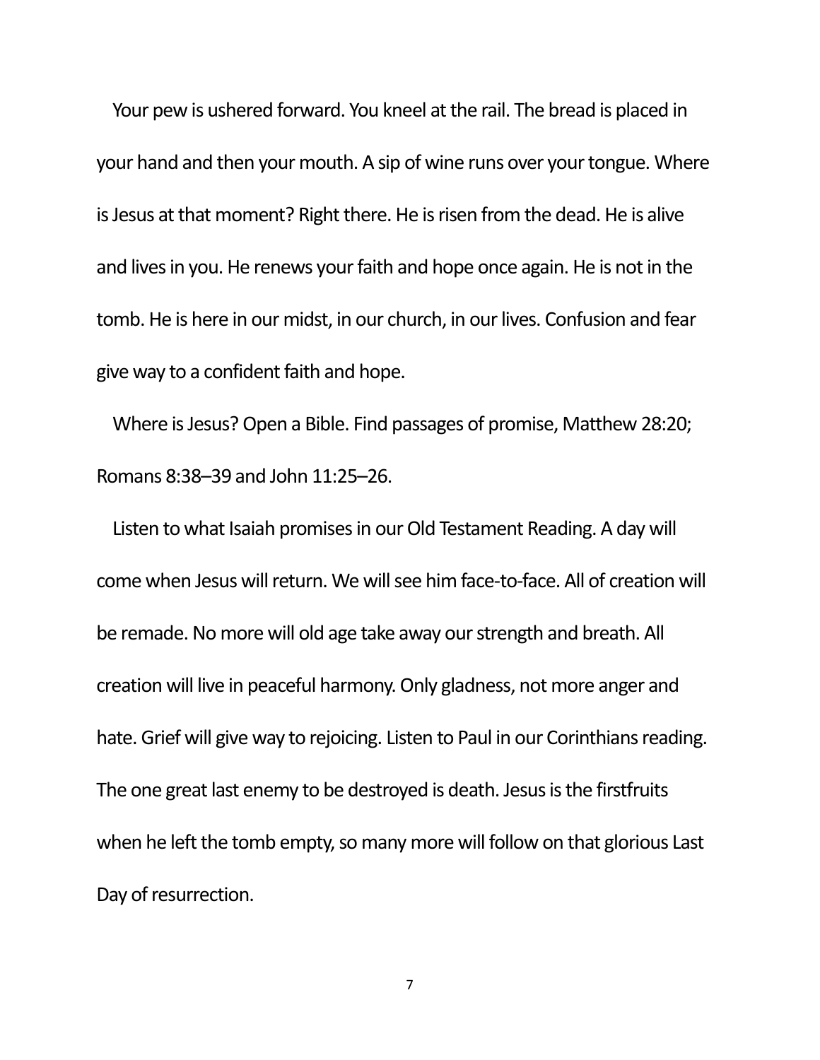Your pew is ushered forward. You kneel at the rail. The bread is placed in your hand and then your mouth. A sip of wine runs over your tongue. Where is Jesus at that moment? Right there. He is risen from the dead. He is alive and lives in you. He renews your faith and hope once again. He is not in the tomb. He is here in our midst, in our church, in our lives. Confusion and fear give way to a confident faith and hope.

Where is Jesus? Open a Bible. Find passages of promise, Matthew 28:20; Romans 8:38–39 and John 11:25–26.

Listen to what Isaiah promises in our Old Testament Reading. A day will come when Jesus will return. We will see him face-to-face. All of creation will be remade. No more will old age take away our strength and breath. All creation will live in peaceful harmony. Only gladness, not more anger and hate. Grief will give way to rejoicing. Listen to Paul in our Corinthians reading. The one great last enemy to be destroyed is death. Jesus is the firstfruits when he left the tomb empty, so many more will follow on that glorious Last Day of resurrection.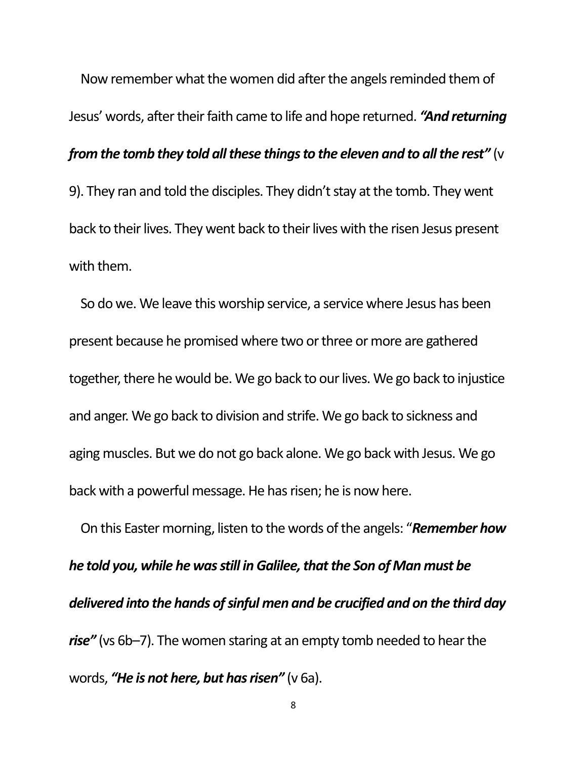Now remember what the women did after the angels reminded them of Jesus' words, after their faith came to life and hope returned. ***"And returning from the tomb they told all these things to the eleven and to all the rest"*** (v 9). They ran and told the disciples. They didn't stay at the tomb. They went back to their lives. They went back to their lives with the risen Jesus present with them.

So do we. We leave this worship service, a service where Jesus has been present because he promised where two or three or more are gathered together, there he would be. We go back to our lives. We go back to injustice and anger. We go back to division and strife. We go back to sickness and aging muscles. But we do not go back alone. We go back with Jesus. We go back with a powerful message. He has risen; he is now here.

On this Easter morning, listen to the words of the angels: "***Remember how he told you, while he was still in Galilee, that the Son of Man must be delivered into the hands of sinful men and be crucified and on the third day rise"*** (vs 6b–7). The women staring at an empty tomb needed to hear the words, ***"He is not here, but has risen"*** (v 6a).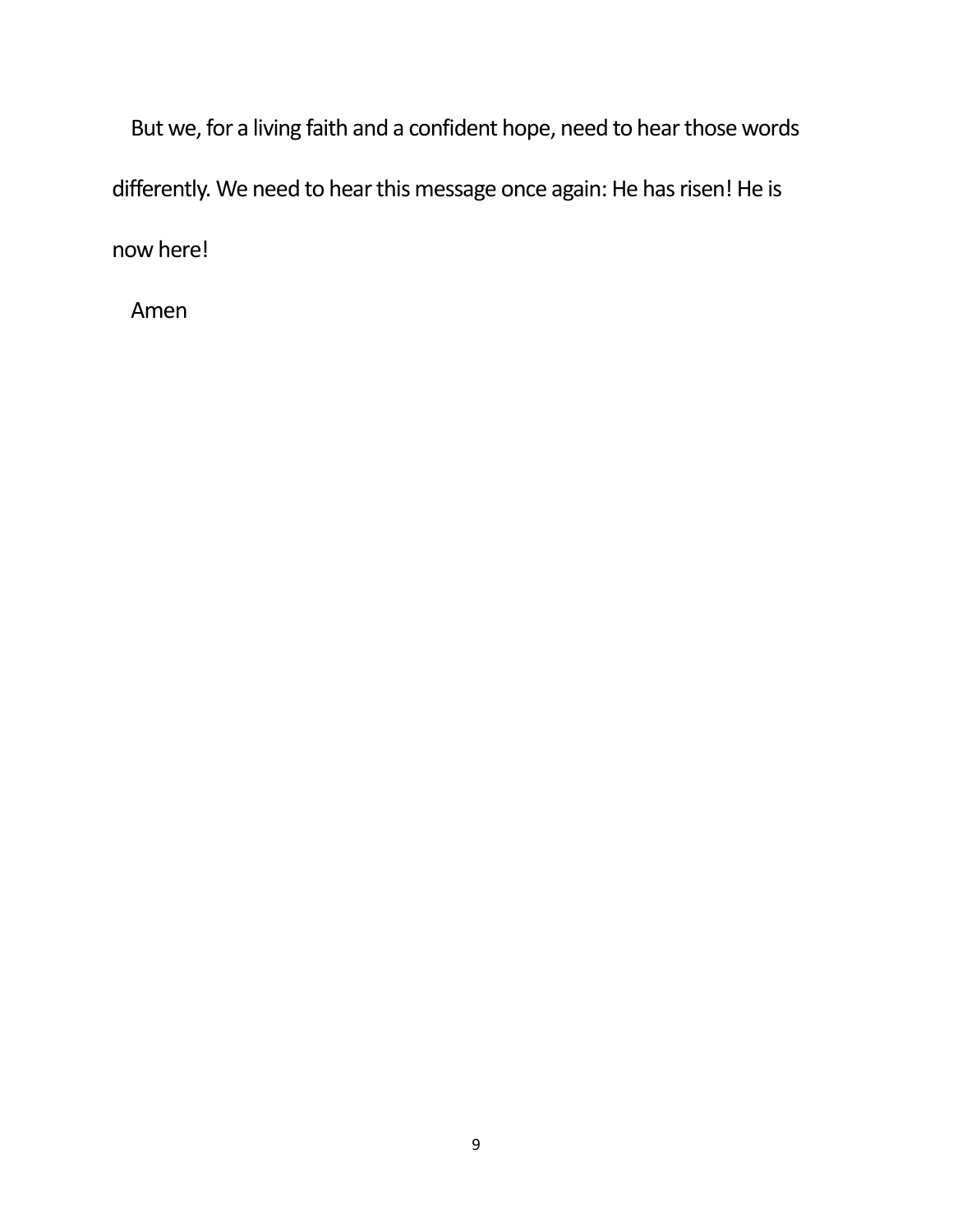But we, for a living faith and a confident hope, need to hear those words differently. We need to hear this message once again: He has risen! He is now here!

Amen